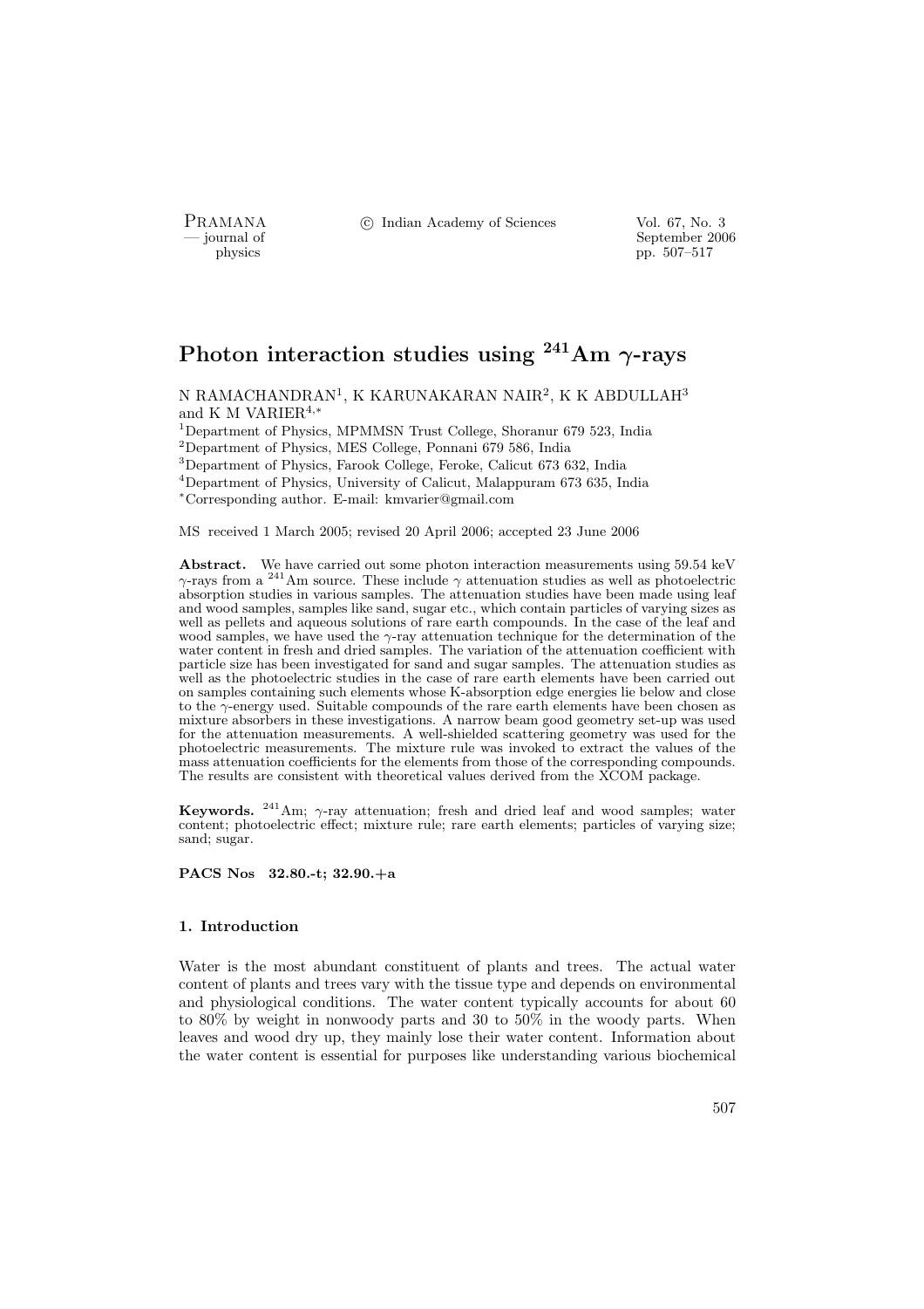# Photon interaction studies using $^{241}$Am $\gamma$-rays

N RAMACHANDRAN[1], K KARUNAKARAN NAIR[2], K K ABDULLAH[3] and K M VARIER[4,*]

[1]Department of Physics, MPMMSN Trust College, Shoranur 679 523, India
[2]Department of Physics, MES College, Ponnani 679 586, India
[3]Department of Physics, Farook College, Feroke, Calicut 673 632, India
[4]Department of Physics, University of Calicut, Malappuram 673 635, India
[*]Corresponding author. E-mail: kmvarier@gmail.com

MS received 1 March 2005; revised 20 April 2006; accepted 23 June 2006

**Abstract.** We have carried out some photon interaction measurements using 59.54 keV $\gamma$-rays from a $^{241}$Am source. These include $\gamma$ attenuation studies as well as photoelectric absorption studies in various samples. The attenuation studies have been made using leaf and wood samples, samples like sand, sugar etc., which contain particles of varying sizes as well as pellets and aqueous solutions of rare earth compounds. In the case of the leaf and wood samples, we have used the $\gamma$-ray attenuation technique for the determination of the water content in fresh and dried samples. The variation of the attenuation coefficient with particle size has been investigated for sand and sugar samples. The attenuation studies as well as the photoelectric studies in the case of rare earth elements have been carried out on samples containing such elements whose K-absorption edge energies lie below and close to the $\gamma$-energy used. Suitable compounds of the rare earth elements have been chosen as mixture absorbers in these investigations. A narrow beam good geometry set-up was used for the attenuation measurements. A well-shielded scattering geometry was used for the photoelectric measurements. The mixture rule was invoked to extract the values of the mass attenuation coefficients for the elements from those of the corresponding compounds. The results are consistent with theoretical values derived from the XCOM package.

**Keywords.** $^{241}$Am; $\gamma$-ray attenuation; fresh and dried leaf and wood samples; water content; photoelectric effect; mixture rule; rare earth elements; particles of varying size; sand; sugar.

**PACS Nos 32.80.-t; 32.90.+a**

## 1. Introduction

Water is the most abundant constituent of plants and trees. The actual water content of plants and trees vary with the tissue type and depends on environmental and physiological conditions. The water content typically accounts for about 60 to 80% by weight in nonwoody parts and 30 to 50% in the woody parts. When leaves and wood dry up, they mainly lose their water content. Information about the water content is essential for purposes like understanding various biochemical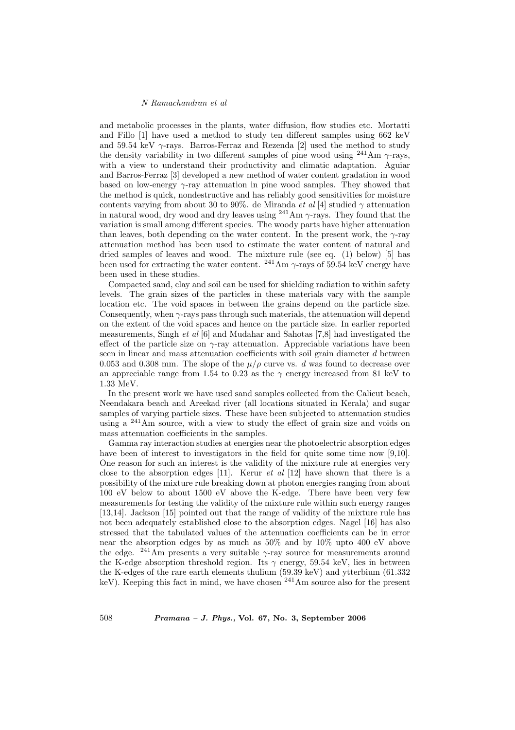and metabolic processes in the plants, water diffusion, flow studies etc. Mortatti and Fillo [1] have used a method to study ten different samples using 662 keV and 59.54 keV $\gamma$-rays. Barros-Ferraz and Rezenda [2] used the method to study the density variability in two different samples of pine wood using $^{241}$Am $\gamma$-rays, with a view to understand their productivity and climatic adaptation. Aguiar and Barros-Ferraz [3] developed a new method of water content gradation in wood based on low-energy $\gamma$-ray attenuation in pine wood samples. They showed that the method is quick, nondestructive and has reliably good sensitivities for moisture contents varying from about 30 to 90%. de Miranda *et al* [4] studied $\gamma$ attenuation in natural wood, dry wood and dry leaves using $^{241}$Am $\gamma$-rays. They found that the variation is small among different species. The woody parts have higher attenuation than leaves, both depending on the water content. In the present work, the $\gamma$-ray attenuation method has been used to estimate the water content of natural and dried samples of leaves and wood. The mixture rule (see eq. (1) below) [5] has been used for extracting the water content. $^{241}$Am $\gamma$-rays of 59.54 keV energy have been used in these studies.

Compacted sand, clay and soil can be used for shielding radiation to within safety levels. The grain sizes of the particles in these materials vary with the sample location etc. The void spaces in between the grains depend on the particle size. Consequently, when $\gamma$-rays pass through such materials, the attenuation will depend on the extent of the void spaces and hence on the particle size. In earlier reported measurements, Singh *et al* [6] and Mudahar and Sahotas [7,8] had investigated the effect of the particle size on $\gamma$-ray attenuation. Appreciable variations have been seen in linear and mass attenuation coefficients with soil grain diameter $d$ between 0.053 and 0.308 mm. The slope of the $\mu/\rho$ curve vs. $d$ was found to decrease over an appreciable range from 1.54 to 0.23 as the $\gamma$ energy increased from 81 keV to 1.33 MeV.

In the present work we have used sand samples collected from the Calicut beach, Neendakara beach and Areekad river (all locations situated in Kerala) and sugar samples of varying particle sizes. These have been subjected to attenuation studies using a $^{241}$Am source, with a view to study the effect of grain size and voids on mass attenuation coefficients in the samples.

Gamma ray interaction studies at energies near the photoelectric absorption edges have been of interest to investigators in the field for quite some time now [9,10]. One reason for such an interest is the validity of the mixture rule at energies very close to the absorption edges [11]. Kerur *et al* [12] have shown that there is a possibility of the mixture rule breaking down at photon energies ranging from about 100 eV below to about 1500 eV above the K-edge. There have been very few measurements for testing the validity of the mixture rule within such energy ranges [13,14]. Jackson [15] pointed out that the range of validity of the mixture rule has not been adequately established close to the absorption edges. Nagel [16] has also stressed that the tabulated values of the attenuation coefficients can be in error near the absorption edges by as much as 50% and by 10% upto 400 eV above the edge. $^{241}$Am presents a very suitable $\gamma$-ray source for measurements around the K-edge absorption threshold region. Its $\gamma$ energy, 59.54 keV, lies in between the K-edges of the rare earth elements thulium (59.39 keV) and ytterbium (61.332 keV). Keeping this fact in mind, we have chosen $^{241}$Am source also for the present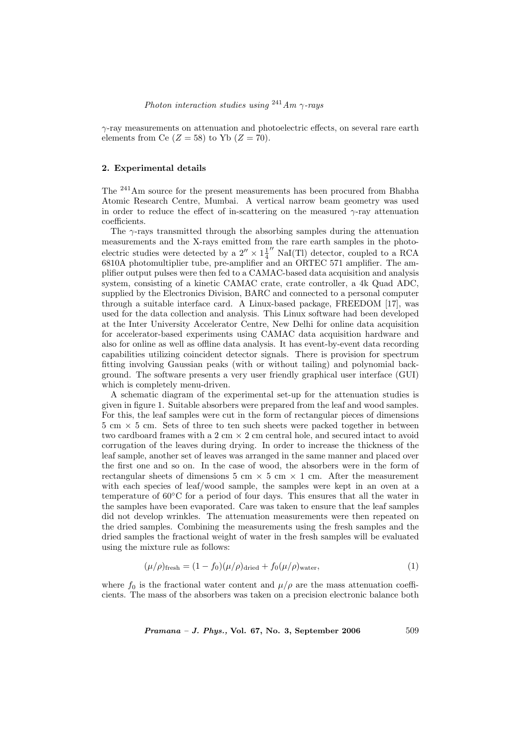$\gamma$-ray measurements on attenuation and photoelectric effects, on several rare earth elements from Ce ($Z = 58$) to Yb ($Z = 70$).

## 2. Experimental details

The $^{241}$Am source for the present measurements has been procured from Bhabha Atomic Research Centre, Mumbai. A vertical narrow beam geometry was used in order to reduce the effect of in-scattering on the measured $\gamma$-ray attenuation coefficients.

The $\gamma$-rays transmitted through the absorbing samples during the attenuation measurements and the X-rays emitted from the rare earth samples in the photoelectric studies were detected by a $2'' \times 1\frac{1}{4}''$ NaI(Tl) detector, coupled to a RCA 6810A photomultiplier tube, pre-amplifier and an ORTEC 571 amplifier. The amplifier output pulses were then fed to a CAMAC-based data acquisition and analysis system, consisting of a kinetic CAMAC crate, crate controller, a 4k Quad ADC, supplied by the Electronics Division, BARC and connected to a personal computer through a suitable interface card. A Linux-based package, FREEDOM [17], was used for the data collection and analysis. This Linux software had been developed at the Inter University Accelerator Centre, New Delhi for online data acquisition for accelerator-based experiments using CAMAC data acquisition hardware and also for online as well as offline data analysis. It has event-by-event data recording capabilities utilizing coincident detector signals. There is provision for spectrum fitting involving Gaussian peaks (with or without tailing) and polynomial background. The software presents a very user friendly graphical user interface (GUI) which is completely menu-driven.

A schematic diagram of the experimental set-up for the attenuation studies is given in figure 1. Suitable absorbers were prepared from the leaf and wood samples. For this, the leaf samples were cut in the form of rectangular pieces of dimensions 5 cm $\times$ 5 cm. Sets of three to ten such sheets were packed together in between two cardboard frames with a 2 cm $\times$ 2 cm central hole, and secured intact to avoid corrugation of the leaves during drying. In order to increase the thickness of the leaf sample, another set of leaves was arranged in the same manner and placed over the first one and so on. In the case of wood, the absorbers were in the form of rectangular sheets of dimensions 5 cm $\times$ 5 cm $\times$ 1 cm. After the measurement with each species of leaf/wood sample, the samples were kept in an oven at a temperature of 60°C for a period of four days. This ensures that all the water in the samples have been evaporated. Care was taken to ensure that the leaf samples did not develop wrinkles. The attenuation measurements were then repeated on the dried samples. Combining the measurements using the fresh samples and the dried samples the fractional weight of water in the fresh samples will be evaluated using the mixture rule as follows:

$$(\mu/\rho)_{\text{fresh}} = (1 - f_0)(\mu/\rho)_{\text{dried}} + f_0(\mu/\rho)_{\text{water}}, \tag{1}$$

where $f_0$ is the fractional water content and $\mu/\rho$ are the mass attenuation coefficients. The mass of the absorbers was taken on a precision electronic balance both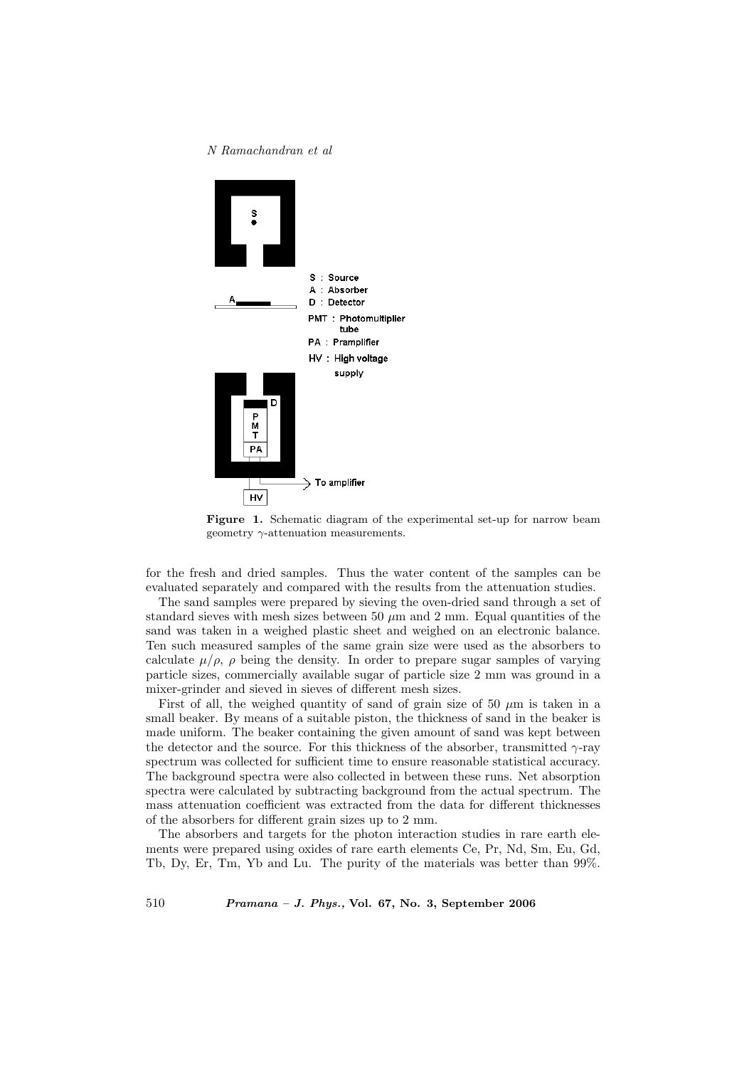**Figure 1.** Schematic diagram of the experimental set-up for narrow beam geometry $\gamma$-attenuation measurements.

for the fresh and dried samples. Thus the water content of the samples can be evaluated separately and compared with the results from the attenuation studies.

The sand samples were prepared by sieving the oven-dried sand through a set of standard sieves with mesh sizes between 50 $\mu$m and 2 mm. Equal quantities of the sand was taken in a weighed plastic sheet and weighed on an electronic balance. Ten such measured samples of the same grain size were used as the absorbers to calculate $\mu/\rho$, $\rho$ being the density. In order to prepare sugar samples of varying particle sizes, commercially available sugar of particle size 2 mm was ground in a mixer-grinder and sieved in sieves of different mesh sizes.

First of all, the weighed quantity of sand of grain size of 50 $\mu$m is taken in a small beaker. By means of a suitable piston, the thickness of sand in the beaker is made uniform. The beaker containing the given amount of sand was kept between the detector and the source. For this thickness of the absorber, transmitted $\gamma$-ray spectrum was collected for sufficient time to ensure reasonable statistical accuracy. The background spectra were also collected in between these runs. Net absorption spectra were calculated by subtracting background from the actual spectrum. The mass attenuation coefficient was extracted from the data for different thicknesses of the absorbers for different grain sizes up to 2 mm.

The absorbers and targets for the photon interaction studies in rare earth elements were prepared using oxides of rare earth elements Ce, Pr, Nd, Sm, Eu, Gd, Tb, Dy, Er, Tm, Yb and Lu. The purity of the materials was better than 99%.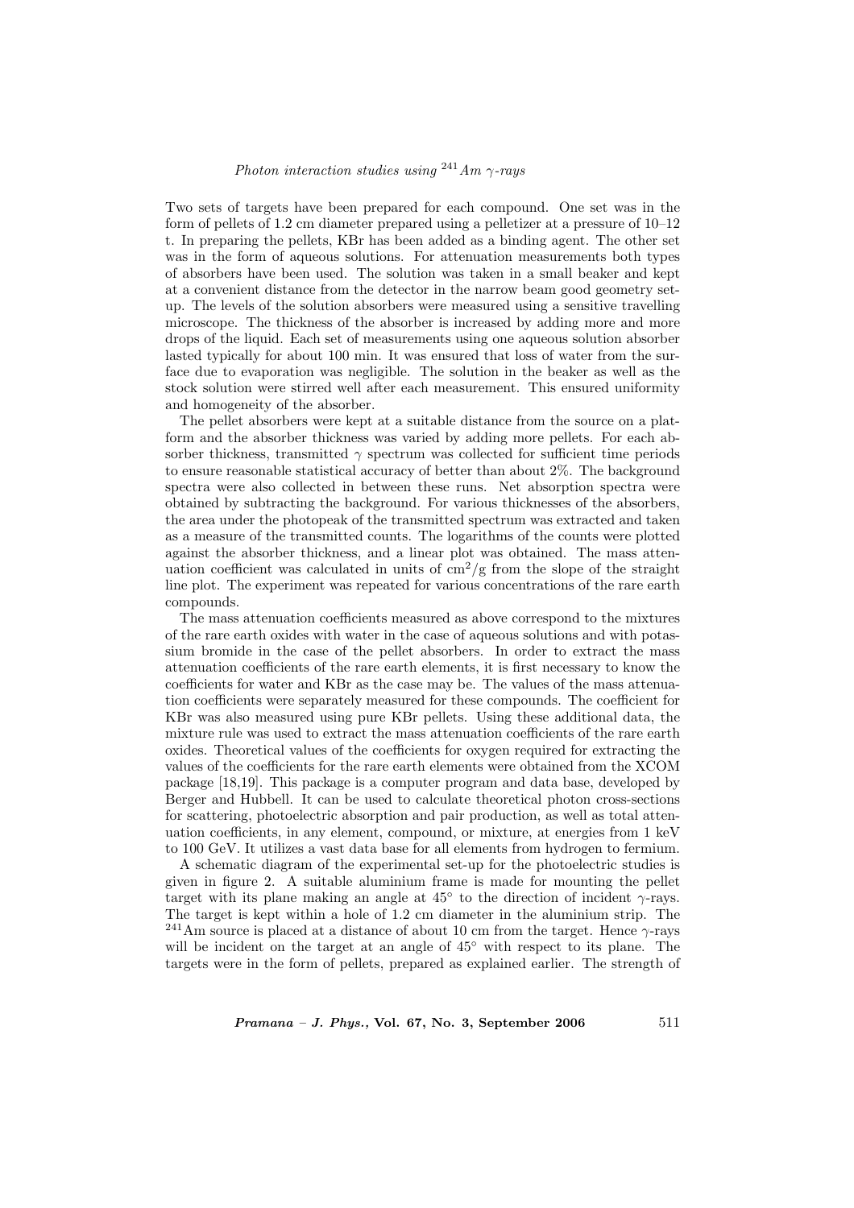Two sets of targets have been prepared for each compound. One set was in the form of pellets of 1.2 cm diameter prepared using a pelletizer at a pressure of 10–12 t. In preparing the pellets, KBr has been added as a binding agent. The other set was in the form of aqueous solutions. For attenuation measurements both types of absorbers have been used. The solution was taken in a small beaker and kept at a convenient distance from the detector in the narrow beam good geometry setup. The levels of the solution absorbers were measured using a sensitive travelling microscope. The thickness of the absorber is increased by adding more and more drops of the liquid. Each set of measurements using one aqueous solution absorber lasted typically for about 100 min. It was ensured that loss of water from the surface due to evaporation was negligible. The solution in the beaker as well as the stock solution were stirred well after each measurement. This ensured uniformity and homogeneity of the absorber.

The pellet absorbers were kept at a suitable distance from the source on a platform and the absorber thickness was varied by adding more pellets. For each absorber thickness, transmitted $\gamma$ spectrum was collected for sufficient time periods to ensure reasonable statistical accuracy of better than about 2%. The background spectra were also collected in between these runs. Net absorption spectra were obtained by subtracting the background. For various thicknesses of the absorbers, the area under the photopeak of the transmitted spectrum was extracted and taken as a measure of the transmitted counts. The logarithms of the counts were plotted against the absorber thickness, and a linear plot was obtained. The mass attenuation coefficient was calculated in units of $\mathrm{cm}^2/\mathrm{g}$ from the slope of the straight line plot. The experiment was repeated for various concentrations of the rare earth compounds.

The mass attenuation coefficients measured as above correspond to the mixtures of the rare earth oxides with water in the case of aqueous solutions and with potassium bromide in the case of the pellet absorbers. In order to extract the mass attenuation coefficients of the rare earth elements, it is first necessary to know the coefficients for water and KBr as the case may be. The values of the mass attenuation coefficients were separately measured for these compounds. The coefficient for KBr was also measured using pure KBr pellets. Using these additional data, the mixture rule was used to extract the mass attenuation coefficients of the rare earth oxides. Theoretical values of the coefficients for oxygen required for extracting the values of the coefficients for the rare earth elements were obtained from the XCOM package [18,19]. This package is a computer program and data base, developed by Berger and Hubbell. It can be used to calculate theoretical photon cross-sections for scattering, photoelectric absorption and pair production, as well as total attenuation coefficients, in any element, compound, or mixture, at energies from 1 keV to 100 GeV. It utilizes a vast data base for all elements from hydrogen to fermium.

A schematic diagram of the experimental set-up for the photoelectric studies is given in figure 2. A suitable aluminium frame is made for mounting the pellet target with its plane making an angle at 45° to the direction of incident $\gamma$-rays. The target is kept within a hole of 1.2 cm diameter in the aluminium strip. The $^{241}$Am source is placed at a distance of about 10 cm from the target. Hence $\gamma$-rays will be incident on the target at an angle of 45° with respect to its plane. The targets were in the form of pellets, prepared as explained earlier. The strength of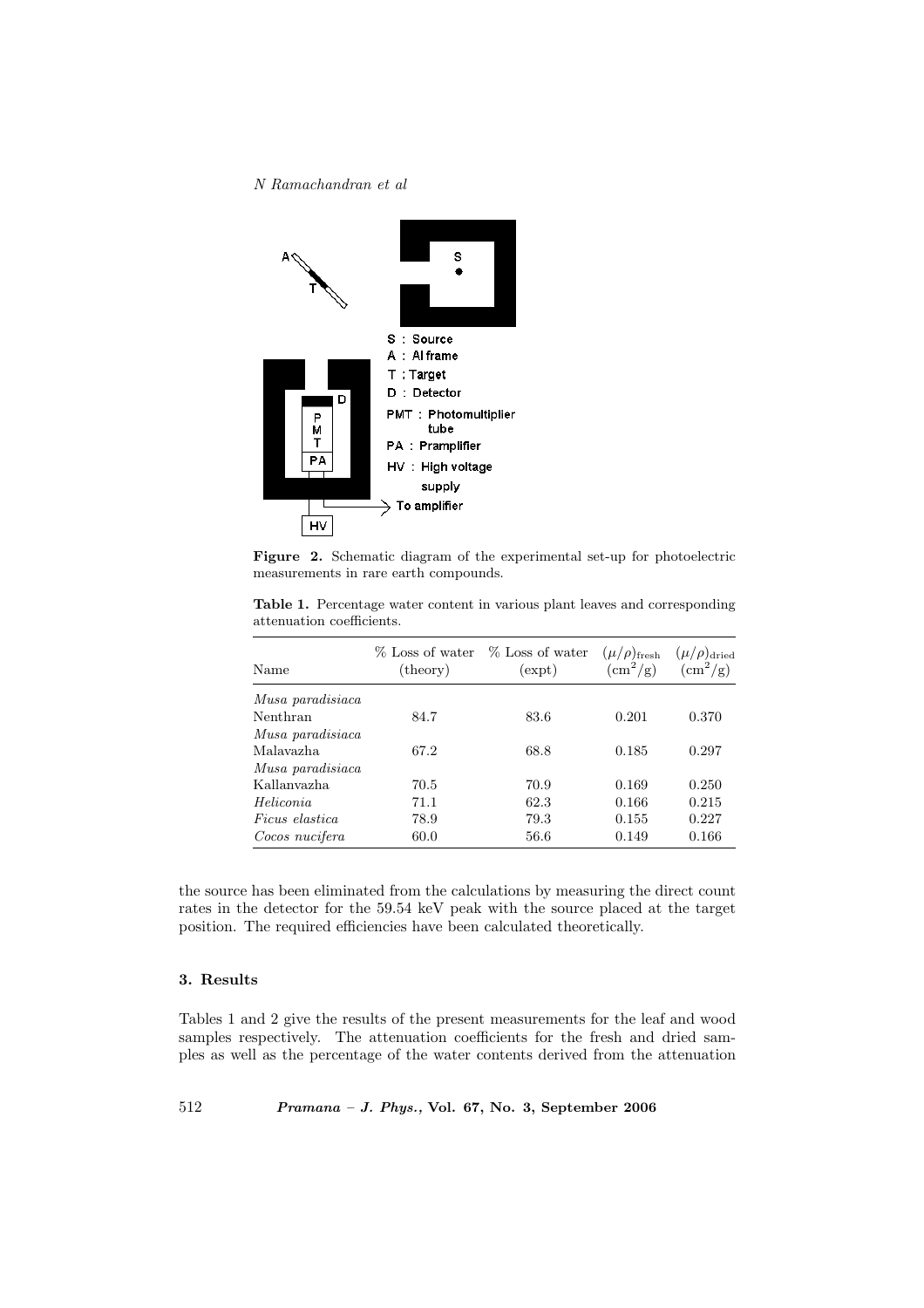**Figure 2.** Schematic diagram of the experimental set-up for photoelectric measurements in rare earth compounds.

**Table 1.** Percentage water content in various plant leaves and corresponding attenuation coefficients.

| Name | % Loss of water (theory) | % Loss of water (expt) | $(\mu/\rho)_{\mathrm{fresh}}$ $(\mathrm{cm}^2/\mathrm{g})$ | $(\mu/\rho)_{\mathrm{dried}}$ $(\mathrm{cm}^2/\mathrm{g})$ |
|---|---|---|---|---|
| *Musa paradisiaca* Nenthran | 84.7 | 83.6 | 0.201 | 0.370 |
| *Musa paradisiaca* Malavazha | 67.2 | 68.8 | 0.185 | 0.297 |
| *Musa paradisiaca* Kallanvazha | 70.5 | 70.9 | 0.169 | 0.250 |
| *Heliconia* | 71.1 | 62.3 | 0.166 | 0.215 |
| *Ficus elastica* | 78.9 | 79.3 | 0.155 | 0.227 |
| *Cocos nucifera* | 60.0 | 56.6 | 0.149 | 0.166 |

the source has been eliminated from the calculations by measuring the direct count rates in the detector for the 59.54 keV peak with the source placed at the target position. The required efficiencies have been calculated theoretically.

## 3. Results

Tables 1 and 2 give the results of the present measurements for the leaf and wood samples respectively. The attenuation coefficients for the fresh and dried samples as well as the percentage of the water contents derived from the attenuation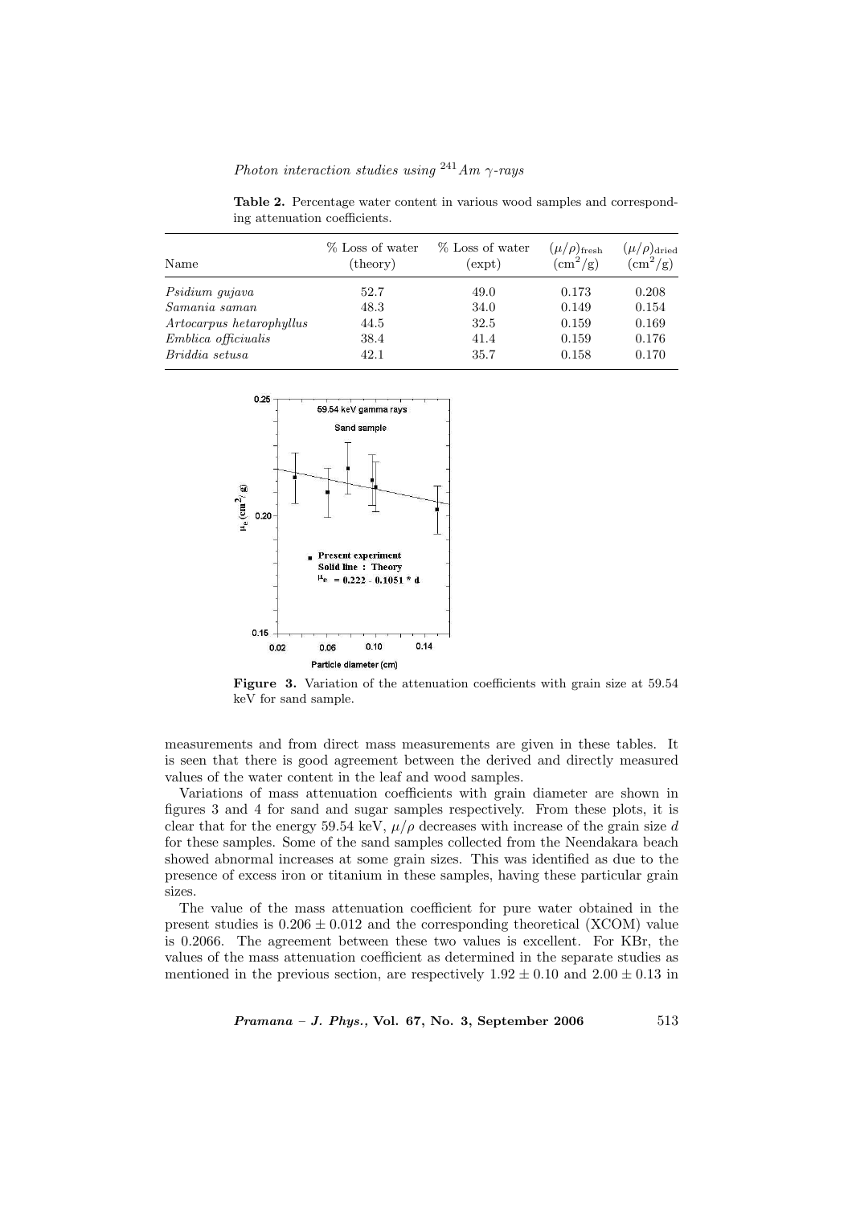**Table 2.** Percentage water content in various wood samples and corresponding attenuation coefficients.

| Name | % Loss of water (theory) | % Loss of water (expt) | $(\mu/\rho)_{\rm fresh}$ ($\rm cm^2/g$) | $(\mu/\rho)_{\rm dried}$ ($\rm cm^2/g$) |
|---|---|---|---|---|
| *Psidium gujava* | 52.7 | 49.0 | 0.173 | 0.208 |
| *Samania saman* | 48.3 | 34.0 | 0.149 | 0.154 |
| *Artocarpus hetarophyllus* | 44.5 | 32.5 | 0.159 | 0.169 |
| *Emblica officiualis* | 38.4 | 41.4 | 0.159 | 0.176 |
| *Briddia setusa* | 42.1 | 35.7 | 0.158 | 0.170 |

**Figure 3.** Variation of the attenuation coefficients with grain size at 59.54 keV for sand sample.

measurements and from direct mass measurements are given in these tables. It is seen that there is good agreement between the derived and directly measured values of the water content in the leaf and wood samples.

Variations of mass attenuation coefficients with grain diameter are shown in figures 3 and 4 for sand and sugar samples respectively. From these plots, it is clear that for the energy 59.54 keV, $\mu/\rho$ decreases with increase of the grain size $d$ for these samples. Some of the sand samples collected from the Neendakara beach showed abnormal increases at some grain sizes. This was identified as due to the presence of excess iron or titanium in these samples, having these particular grain sizes.

The value of the mass attenuation coefficient for pure water obtained in the present studies is $0.206 \pm 0.012$ and the corresponding theoretical (XCOM) value is 0.2066. The agreement between these two values is excellent. For KBr, the values of the mass attenuation coefficient as determined in the separate studies as mentioned in the previous section, are respectively $1.92 \pm 0.10$ and $2.00 \pm 0.13$ in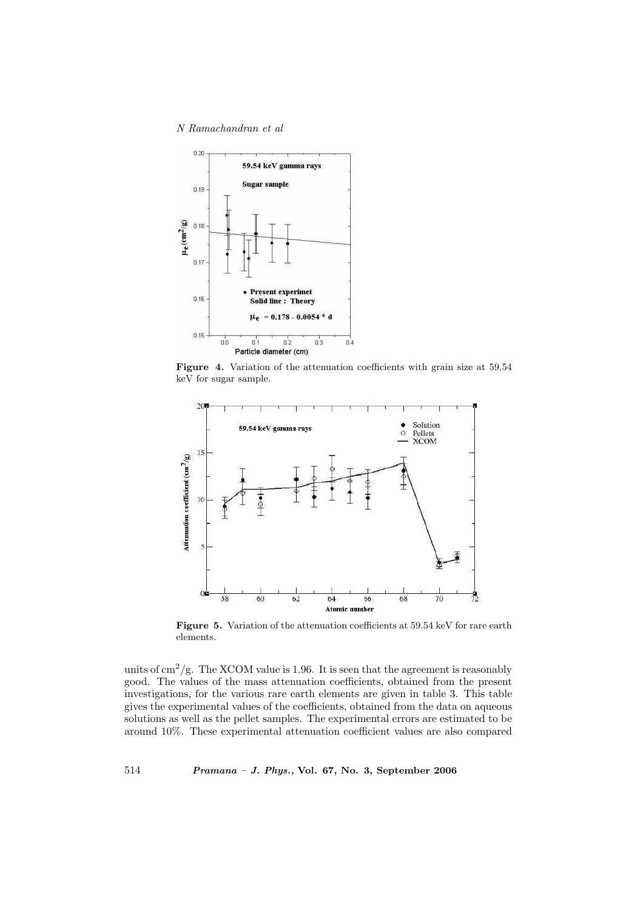**Figure 4.** Variation of the attenuation coefficients with grain size at 59.54 keV for sugar sample.

**Figure 5.** Variation of the attenuation coefficients at 59.54 keV for rare earth elements.

units of $cm^2/g$. The XCOM value is 1.96. It is seen that the agreement is reasonably good. The values of the mass attenuation coefficients, obtained from the present investigations, for the various rare earth elements are given in table 3. This table gives the experimental values of the coefficients, obtained from the data on aqueous solutions as well as the pellet samples. The experimental errors are estimated to be around 10%. These experimental attenuation coefficient values are also compared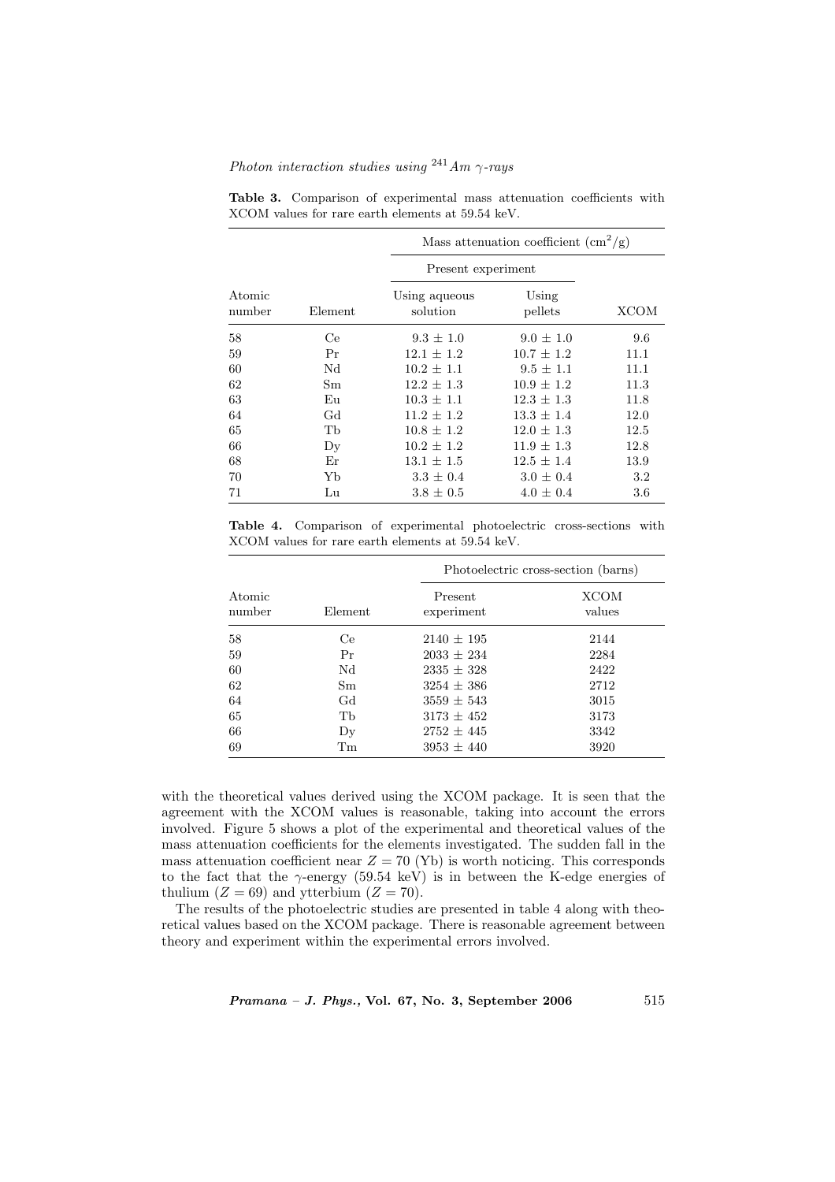**Table 3.** Comparison of experimental mass attenuation coefficients with XCOM values for rare earth elements at 59.54 keV.

| Atomic number | Element | Mass attenuation coefficient ($cm^2/g$) | | |
|---|---|---|---|---|
| | | Present experiment | | |
| | | Using aqueous solution | Using pellets | XCOM |
| 58 | Ce | 9.3 ± 1.0 | 9.0 ± 1.0 | 9.6 |
| 59 | Pr | 12.1 ± 1.2 | 10.7 ± 1.2 | 11.1 |
| 60 | Nd | 10.2 ± 1.1 | 9.5 ± 1.1 | 11.1 |
| 62 | Sm | 12.2 ± 1.3 | 10.9 ± 1.2 | 11.3 |
| 63 | Eu | 10.3 ± 1.1 | 12.3 ± 1.3 | 11.8 |
| 64 | Gd | 11.2 ± 1.2 | 13.3 ± 1.4 | 12.0 |
| 65 | Tb | 10.8 ± 1.2 | 12.0 ± 1.3 | 12.5 |
| 66 | Dy | 10.2 ± 1.2 | 11.9 ± 1.3 | 12.8 |
| 68 | Er | 13.1 ± 1.5 | 12.5 ± 1.4 | 13.9 |
| 70 | Yb | 3.3 ± 0.4 | 3.0 ± 0.4 | 3.2 |
| 71 | Lu | 3.8 ± 0.5 | 4.0 ± 0.4 | 3.6 |

**Table 4.** Comparison of experimental photoelectric cross-sections with XCOM values for rare earth elements at 59.54 keV.

| Atomic number | Element | Photoelectric cross-section (barns) | |
|---|---|---|---|
| | | Present experiment | XCOM values |
| 58 | Ce | 2140 ± 195 | 2144 |
| 59 | Pr | 2033 ± 234 | 2284 |
| 60 | Nd | 2335 ± 328 | 2422 |
| 62 | Sm | 3254 ± 386 | 2712 |
| 64 | Gd | 3559 ± 543 | 3015 |
| 65 | Tb | 3173 ± 452 | 3173 |
| 66 | Dy | 2752 ± 445 | 3342 |
| 69 | Tm | 3953 ± 440 | 3920 |

with the theoretical values derived using the XCOM package. It is seen that the agreement with the XCOM values is reasonable, taking into account the errors involved. Figure 5 shows a plot of the experimental and theoretical values of the mass attenuation coefficients for the elements investigated. The sudden fall in the mass attenuation coefficient near $Z = 70$ (Yb) is worth noticing. This corresponds to the fact that the $\gamma$-energy (59.54 keV) is in between the K-edge energies of thulium ($Z = 69$) and ytterbium ($Z = 70$).

The results of the photoelectric studies are presented in table 4 along with theoretical values based on the XCOM package. There is reasonable agreement between theory and experiment within the experimental errors involved.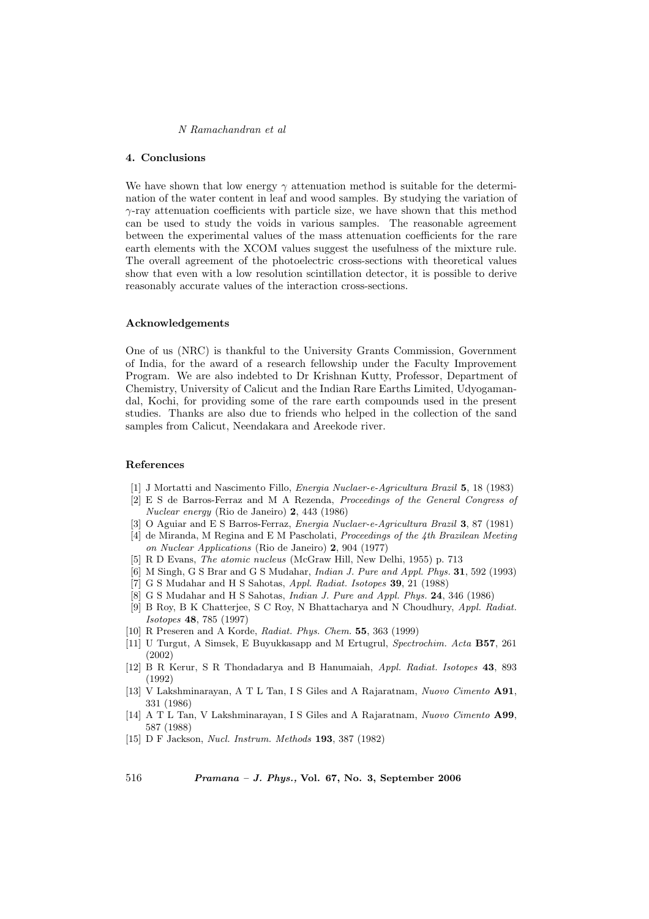## 4. Conclusions

We have shown that low energy $\gamma$ attenuation method is suitable for the determination of the water content in leaf and wood samples. By studying the variation of $\gamma$-ray attenuation coefficients with particle size, we have shown that this method can be used to study the voids in various samples. The reasonable agreement between the experimental values of the mass attenuation coefficients for the rare earth elements with the XCOM values suggest the usefulness of the mixture rule. The overall agreement of the photoelectric cross-sections with theoretical values show that even with a low resolution scintillation detector, it is possible to derive reasonably accurate values of the interaction cross-sections.

### Acknowledgements

One of us (NRC) is thankful to the University Grants Commission, Government of India, for the award of a research fellowship under the Faculty Improvement Program. We are also indebted to Dr Krishnan Kutty, Professor, Department of Chemistry, University of Calicut and the Indian Rare Earths Limited, Udyogamandal, Kochi, for providing some of the rare earth compounds used in the present studies. Thanks are also due to friends who helped in the collection of the sand samples from Calicut, Neendakara and Areekode river.

### References

[1] J Mortatti and Nascimento Fillo, *Energia Nuclaer-e-Agricultura Brazil* **5**, 18 (1983)

[2] E S de Barros-Ferraz and M A Rezenda, *Proceedings of the General Congress of Nuclear energy* (Rio de Janeiro) **2**, 443 (1986)

[3] O Aguiar and E S Barros-Ferraz, *Energia Nuclaer-e-Agricultura Brazil* **3**, 87 (1981)

[4] de Miranda, M Regina and E M Pascholati, *Proceedings of the 4th Brazilean Meeting on Nuclear Applications* (Rio de Janeiro) **2**, 904 (1977)

[5] R D Evans, *The atomic nucleus* (McGraw Hill, New Delhi, 1955) p. 713

[6] M Singh, G S Brar and G S Mudahar, *Indian J. Pure and Appl. Phys.* **31**, 592 (1993)

[7] G S Mudahar and H S Sahotas, *Appl. Radiat. Isotopes* **39**, 21 (1988)

[8] G S Mudahar and H S Sahotas, *Indian J. Pure and Appl. Phys.* **24**, 346 (1986)

[9] B Roy, B K Chatterjee, S C Roy, N Bhattacharya and N Choudhury, *Appl. Radiat. Isotopes* **48**, 785 (1997)

[10] R Preseren and A Korde, *Radiat. Phys. Chem.* **55**, 363 (1999)

[11] U Turgut, A Simsek, E Buyukkasapp and M Ertugrul, *Spectrochim. Acta* **B57**, 261 (2002)

[12] B R Kerur, S R Thondadarya and B Hanumaiah, *Appl. Radiat. Isotopes* **43**, 893 (1992)

[13] V Lakshminarayan, A T L Tan, I S Giles and A Rajaratnam, *Nuovo Cimento* **A91**, 331 (1986)

[14] A T L Tan, V Lakshminarayan, I S Giles and A Rajaratnam, *Nuovo Cimento* **A99**, 587 (1988)

[15] D F Jackson, *Nucl. Instrum. Methods* **193**, 387 (1982)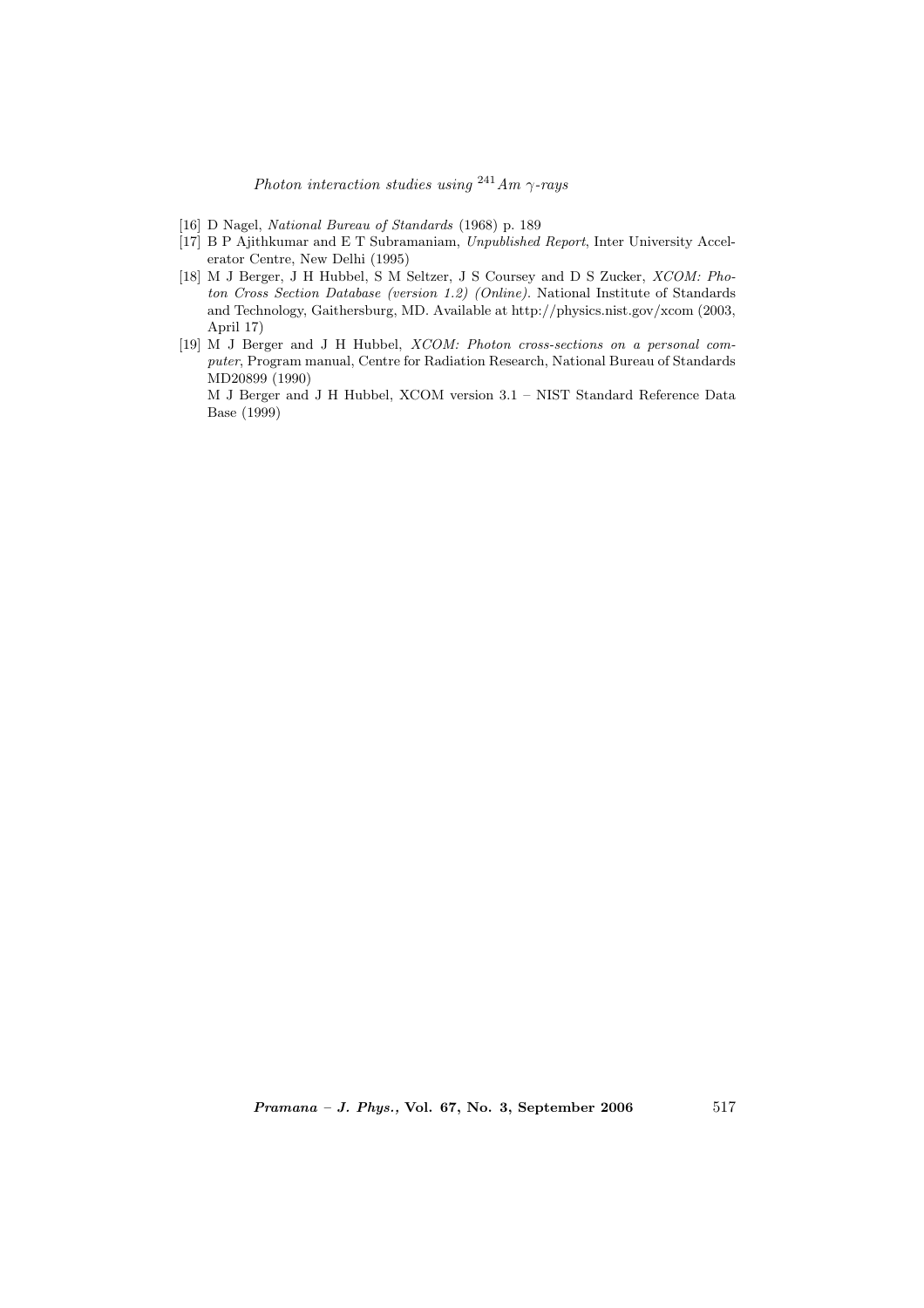[16] D Nagel, *National Bureau of Standards* (1968) p. 189

[17] B P Ajithkumar and E T Subramaniam, *Unpublished Report*, Inter University Accelerator Centre, New Delhi (1995)

[18] M J Berger, J H Hubbel, S M Seltzer, J S Coursey and D S Zucker, *XCOM: Photon Cross Section Database (version 1.2) (Online)*. National Institute of Standards and Technology, Gaithersburg, MD. Available at http://physics.nist.gov/xcom (2003, April 17)

[19] M J Berger and J H Hubbel, *XCOM: Photon cross-sections on a personal computer*, Program manual, Centre for Radiation Research, National Bureau of Standards MD20899 (1990)
M J Berger and J H Hubbel, XCOM version 3.1 – NIST Standard Reference Data Base (1999)